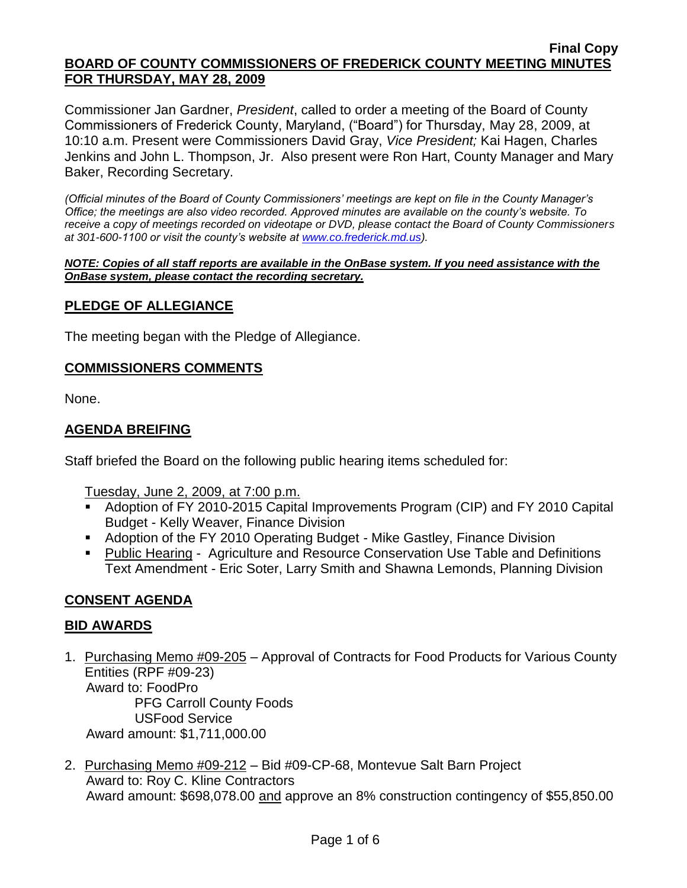**Final Copy**

# BOARD OF COUNTY COMMISSIONERS OF FREDERICK COUNTY MEETING MINUTES FOR THURSDAY, MAY 28, 2009

Commissioner Jan Gardner, *President*, called to order a meeting of the Board of County Commissioners of Frederick County, Maryland, ("Board") for Thursday, May 28, 2009, at 10:10 a.m. Present were Commissioners David Gray, *Vice President;* Kai Hagen, Charles Jenkins and John L. Thompson, Jr. Also present were Ron Hart, County Manager and Mary Baker, Recording Secretary.

*(Official minutes of the Board of County Commissioners' meetings are kept on file in the County Manager's Office; the meetings are also video recorded. Approved minutes are available on the county's website. To receive a copy of meetings recorded on videotape or DVD, please contact the Board of County Commissioners at 301-600-1100 or visit the county's website at www.co.frederick.md.us).*

***NOTE: Copies of all staff reports are available in the OnBase system. If you need assistance with the OnBase system, please contact the recording secretary.***

## PLEDGE OF ALLEGIANCE

The meeting began with the Pledge of Allegiance.

## COMMISSIONERS COMMENTS

None.

## AGENDA BREIFING

Staff briefed the Board on the following public hearing items scheduled for:

Tuesday, June 2, 2009, at 7:00 p.m.

- Adoption of FY 2010-2015 Capital Improvements Program (CIP) and FY 2010 Capital Budget - Kelly Weaver, Finance Division
- Adoption of the FY 2010 Operating Budget - Mike Gastley, Finance Division
- Public Hearing - Agriculture and Resource Conservation Use Table and Definitions Text Amendment - Eric Soter, Larry Smith and Shawna Lemonds, Planning Division

## CONSENT AGENDA

## BID AWARDS

1. Purchasing Memo #09-205 – Approval of Contracts for Food Products for Various County Entities (RPF #09-23)
   Award to: FoodPro
   PFG Carroll County Foods
   USFood Service
   Award amount: $1,711,000.00

2. Purchasing Memo #09-212 – Bid #09-CP-68, Montevue Salt Barn Project
   Award to: Roy C. Kline Contractors
   Award amount: $698,078.00 and approve an 8% construction contingency of $55,850.00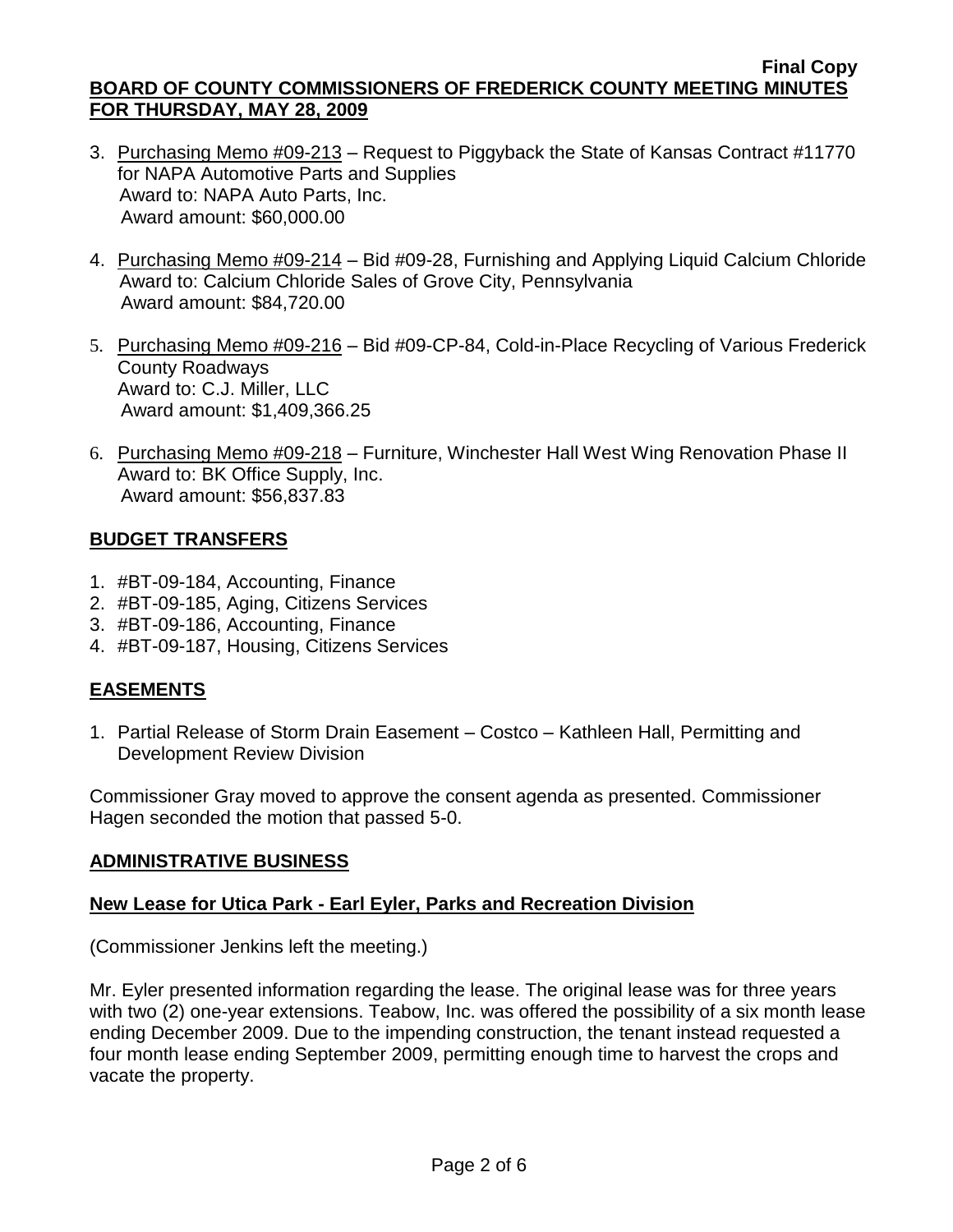3. Purchasing Memo #09-213 – Request to Piggyback the State of Kansas Contract #11770 for NAPA Automotive Parts and Supplies
   Award to: NAPA Auto Parts, Inc.
   Award amount: $60,000.00

4. Purchasing Memo #09-214 – Bid #09-28, Furnishing and Applying Liquid Calcium Chloride
   Award to: Calcium Chloride Sales of Grove City, Pennsylvania
   Award amount: $84,720.00

5. Purchasing Memo #09-216 – Bid #09-CP-84, Cold-in-Place Recycling of Various Frederick County Roadways
   Award to: C.J. Miller, LLC
   Award amount: $1,409,366.25

6. Purchasing Memo #09-218 – Furniture, Winchester Hall West Wing Renovation Phase II
   Award to: BK Office Supply, Inc.
   Award amount: $56,837.83

## BUDGET TRANSFERS

1. #BT-09-184, Accounting, Finance
2. #BT-09-185, Aging, Citizens Services
3. #BT-09-186, Accounting, Finance
4. #BT-09-187, Housing, Citizens Services

## EASEMENTS

1. Partial Release of Storm Drain Easement – Costco – Kathleen Hall, Permitting and Development Review Division

Commissioner Gray moved to approve the consent agenda as presented. Commissioner Hagen seconded the motion that passed 5-0.

## ADMINISTRATIVE BUSINESS

### New Lease for Utica Park - Earl Eyler, Parks and Recreation Division

(Commissioner Jenkins left the meeting.)

Mr. Eyler presented information regarding the lease. The original lease was for three years with two (2) one-year extensions. Teabow, Inc. was offered the possibility of a six month lease ending December 2009. Due to the impending construction, the tenant instead requested a four month lease ending September 2009, permitting enough time to harvest the crops and vacate the property.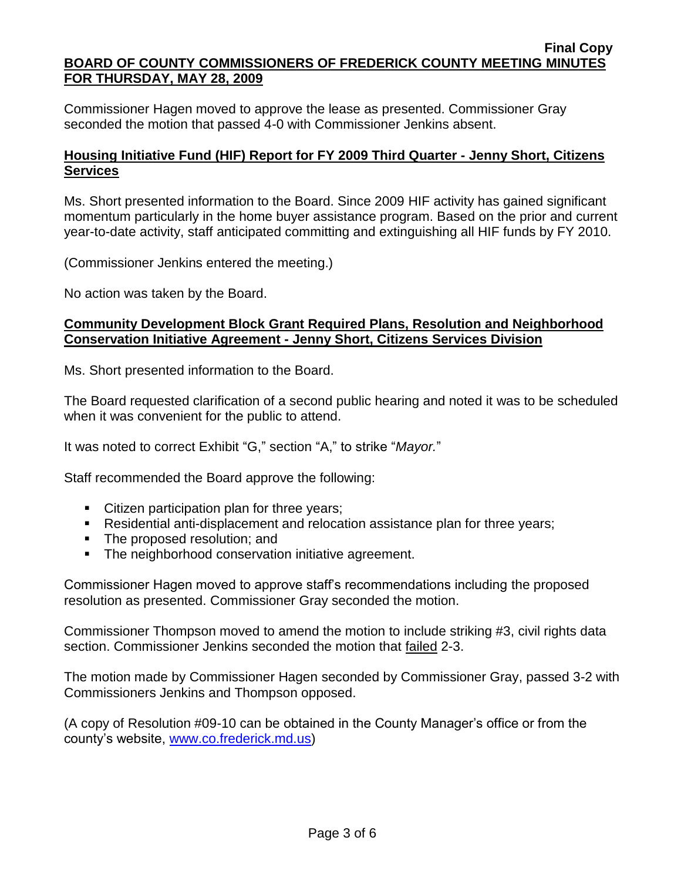Commissioner Hagen moved to approve the lease as presented. Commissioner Gray seconded the motion that passed 4-0 with Commissioner Jenkins absent.

## Housing Initiative Fund (HIF) Report for FY 2009 Third Quarter - Jenny Short, Citizens Services

Ms. Short presented information to the Board. Since 2009 HIF activity has gained significant momentum particularly in the home buyer assistance program. Based on the prior and current year-to-date activity, staff anticipated committing and extinguishing all HIF funds by FY 2010.

(Commissioner Jenkins entered the meeting.)

No action was taken by the Board.

## Community Development Block Grant Required Plans, Resolution and Neighborhood Conservation Initiative Agreement - Jenny Short, Citizens Services Division

Ms. Short presented information to the Board.

The Board requested clarification of a second public hearing and noted it was to be scheduled when it was convenient for the public to attend.

It was noted to correct Exhibit "G," section "A," to strike "*Mayor.*"

Staff recommended the Board approve the following:

- Citizen participation plan for three years;
- Residential anti-displacement and relocation assistance plan for three years;
- The proposed resolution; and
- The neighborhood conservation initiative agreement.

Commissioner Hagen moved to approve staff's recommendations including the proposed resolution as presented. Commissioner Gray seconded the motion.

Commissioner Thompson moved to amend the motion to include striking #3, civil rights data section. Commissioner Jenkins seconded the motion that failed 2-3.

The motion made by Commissioner Hagen seconded by Commissioner Gray, passed 3-2 with Commissioners Jenkins and Thompson opposed.

(A copy of Resolution #09-10 can be obtained in the County Manager's office or from the county's website, www.co.frederick.md.us)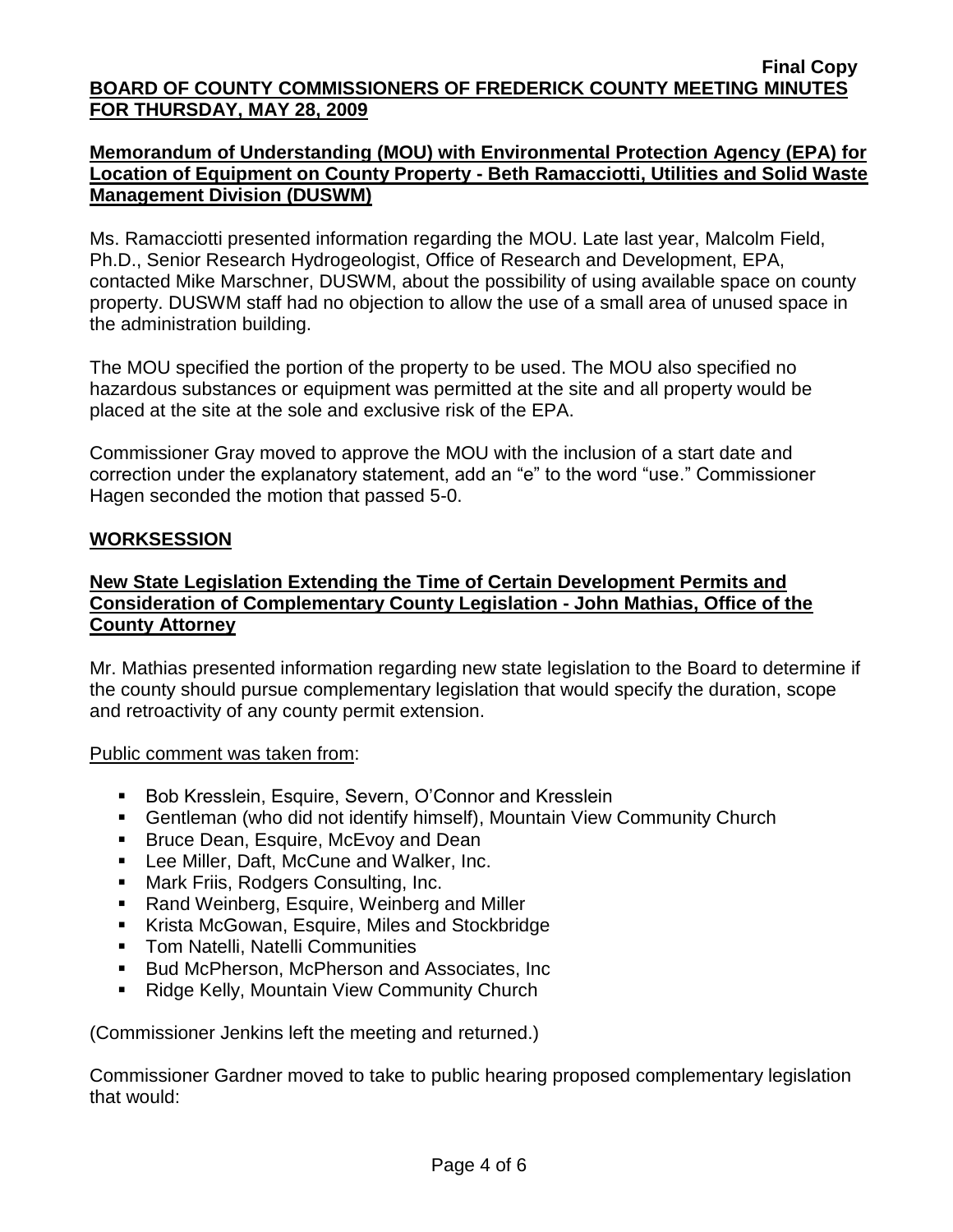**Memorandum of Understanding (MOU) with Environmental Protection Agency (EPA) for Location of Equipment on County Property - Beth Ramacciotti, Utilities and Solid Waste Management Division (DUSWM)**

Ms. Ramacciotti presented information regarding the MOU. Late last year, Malcolm Field, Ph.D., Senior Research Hydrogeologist, Office of Research and Development, EPA, contacted Mike Marschner, DUSWM, about the possibility of using available space on county property. DUSWM staff had no objection to allow the use of a small area of unused space in the administration building.

The MOU specified the portion of the property to be used. The MOU also specified no hazardous substances or equipment was permitted at the site and all property would be placed at the site at the sole and exclusive risk of the EPA.

Commissioner Gray moved to approve the MOU with the inclusion of a start date and correction under the explanatory statement, add an "e" to the word "use." Commissioner Hagen seconded the motion that passed 5-0.

## WORKSESSION

**New State Legislation Extending the Time of Certain Development Permits and Consideration of Complementary County Legislation - John Mathias, Office of the County Attorney**

Mr. Mathias presented information regarding new state legislation to the Board to determine if the county should pursue complementary legislation that would specify the duration, scope and retroactivity of any county permit extension.

Public comment was taken from:

- Bob Kresslein, Esquire, Severn, O'Connor and Kresslein
- Gentleman (who did not identify himself), Mountain View Community Church
- Bruce Dean, Esquire, McEvoy and Dean
- Lee Miller, Daft, McCune and Walker, Inc.
- Mark Friis, Rodgers Consulting, Inc.
- Rand Weinberg, Esquire, Weinberg and Miller
- Krista McGowan, Esquire, Miles and Stockbridge
- Tom Natelli, Natelli Communities
- Bud McPherson, McPherson and Associates, Inc
- Ridge Kelly, Mountain View Community Church

(Commissioner Jenkins left the meeting and returned.)

Commissioner Gardner moved to take to public hearing proposed complementary legislation that would: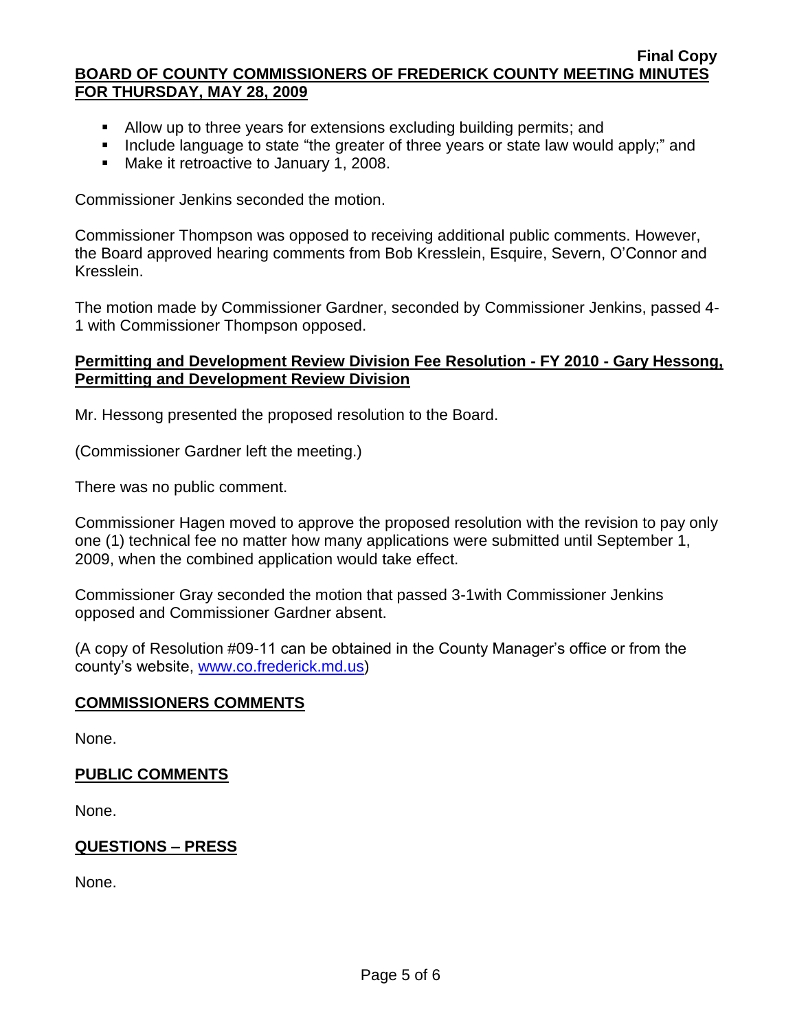- Allow up to three years for extensions excluding building permits; and
- Include language to state "the greater of three years or state law would apply;" and
- Make it retroactive to January 1, 2008.

Commissioner Jenkins seconded the motion.

Commissioner Thompson was opposed to receiving additional public comments. However, the Board approved hearing comments from Bob Kresslein, Esquire, Severn, O'Connor and Kresslein.

The motion made by Commissioner Gardner, seconded by Commissioner Jenkins, passed 4-1 with Commissioner Thompson opposed.

**Permitting and Development Review Division Fee Resolution - FY 2010 - Gary Hessong, Permitting and Development Review Division**

Mr. Hessong presented the proposed resolution to the Board.

(Commissioner Gardner left the meeting.)

There was no public comment.

Commissioner Hagen moved to approve the proposed resolution with the revision to pay only one (1) technical fee no matter how many applications were submitted until September 1, 2009, when the combined application would take effect.

Commissioner Gray seconded the motion that passed 3-1with Commissioner Jenkins opposed and Commissioner Gardner absent.

(A copy of Resolution #09-11 can be obtained in the County Manager's office or from the county's website, www.co.frederick.md.us)

## COMMISSIONERS COMMENTS

None.

## PUBLIC COMMENTS

None.

## QUESTIONS – PRESS

None.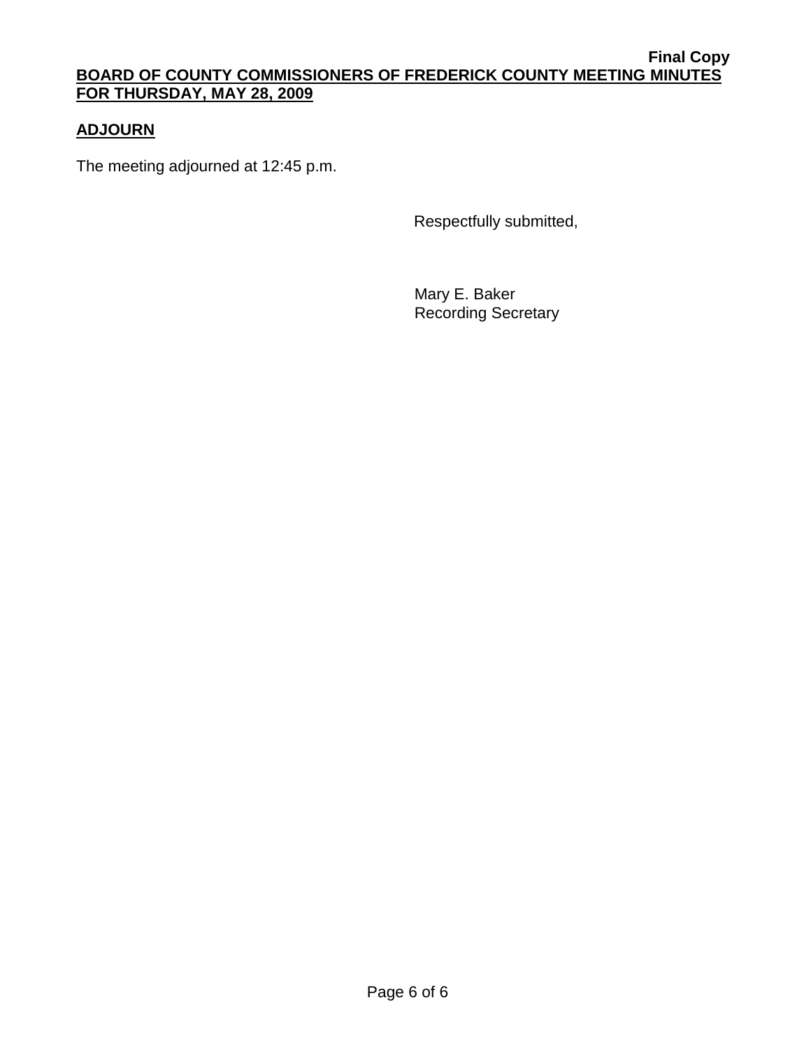## ADJOURN

The meeting adjourned at 12:45 p.m.

Respectfully submitted,

Mary E. Baker
Recording Secretary